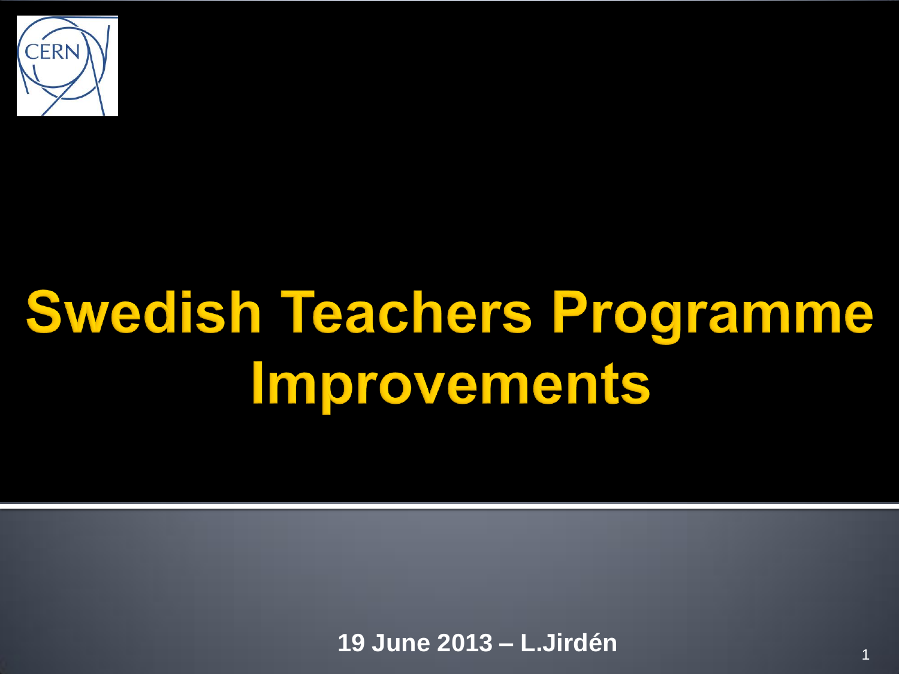# Swedish Teachers Programme Improvements

**19 June 2013 – L.Jirdén**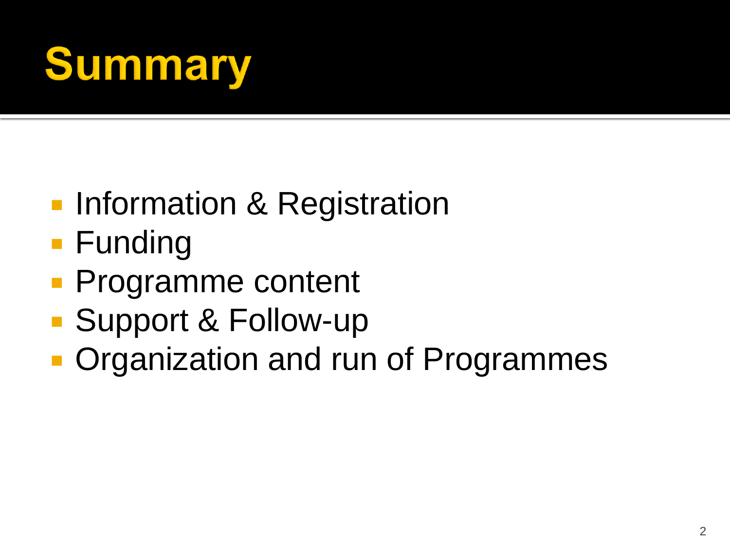# Summary

- Information & Registration
- Funding
- Programme content
- Support & Follow-up
- Organization and run of Programmes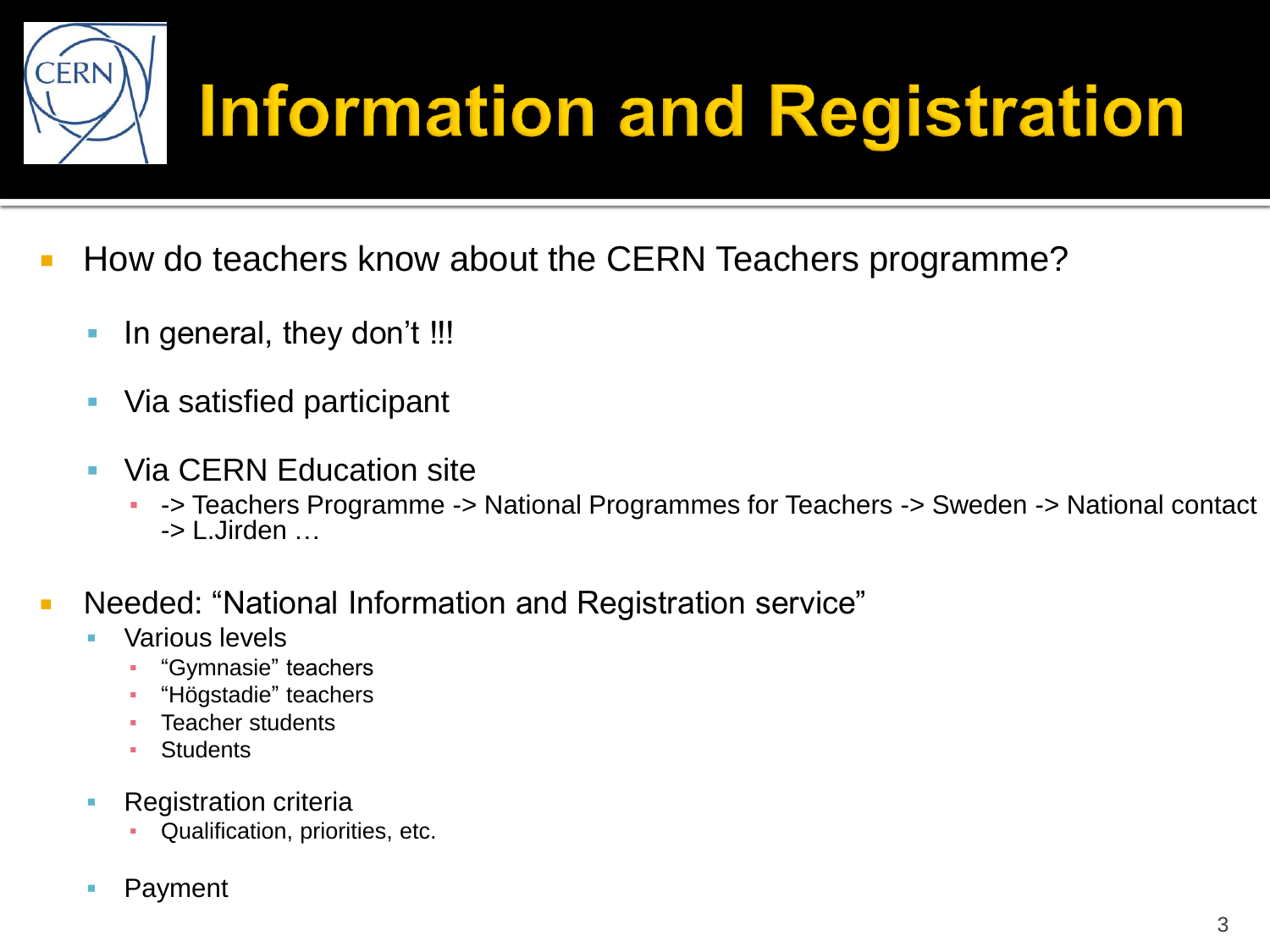# Information and Registration

- How do teachers know about the CERN Teachers programme?
  - In general, they don't !!!
  - Via satisfied participant
  - Via CERN Education site
    - -> Teachers Programme -> National Programmes for Teachers -> Sweden -> National contact -> L.Jirden …
- Needed: "National Information and Registration service"
  - Various levels
    - "Gymnasie" teachers
    - "Högstadie" teachers
    - Teacher students
    - Students
  - Registration criteria
    - Qualification, priorities, etc.
  - Payment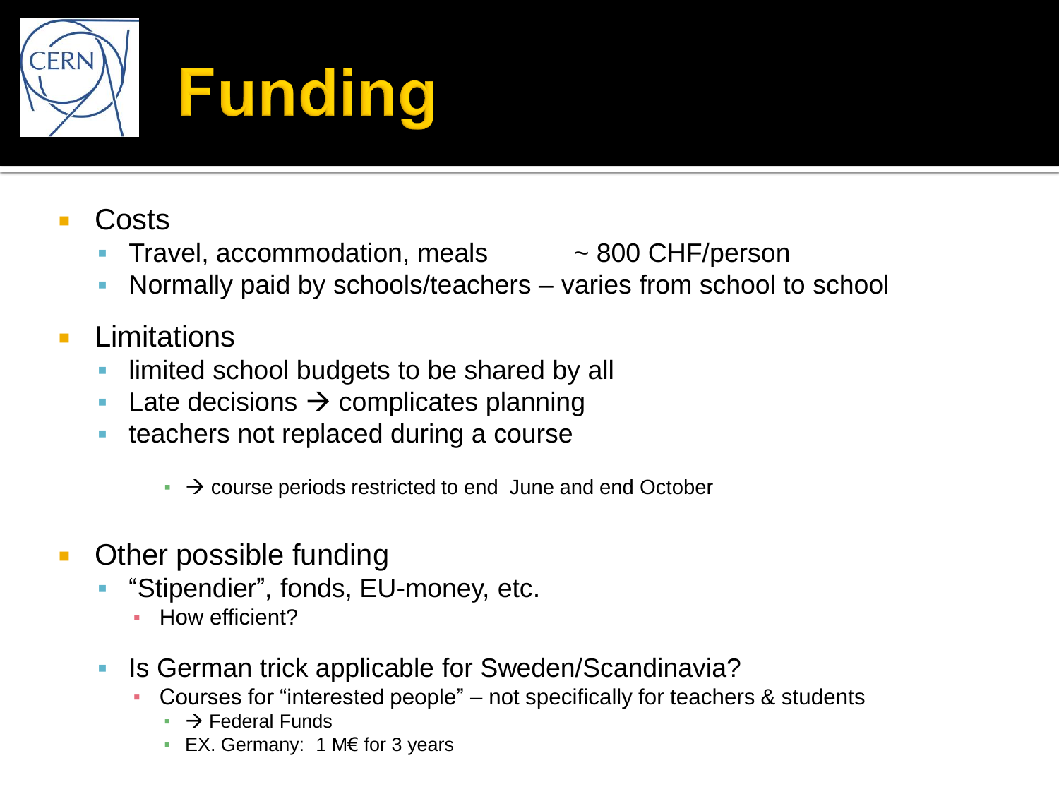# Funding

- Costs
  - Travel, accommodation, meals ~ 800 CHF/person
  - Normally paid by schools/teachers – varies from school to school
- Limitations
  - limited school budgets to be shared by all
  - Late decisions → complicates planning
  - teachers not replaced during a course
      - → course periods restricted to end June and end October
- Other possible funding
  - "Stipendier", fonds, EU-money, etc.
    - How efficient?
  - Is German trick applicable for Sweden/Scandinavia?
    - Courses for "interested people" – not specifically for teachers & students
      - → Federal Funds
      - EX. Germany: 1 M€ for 3 years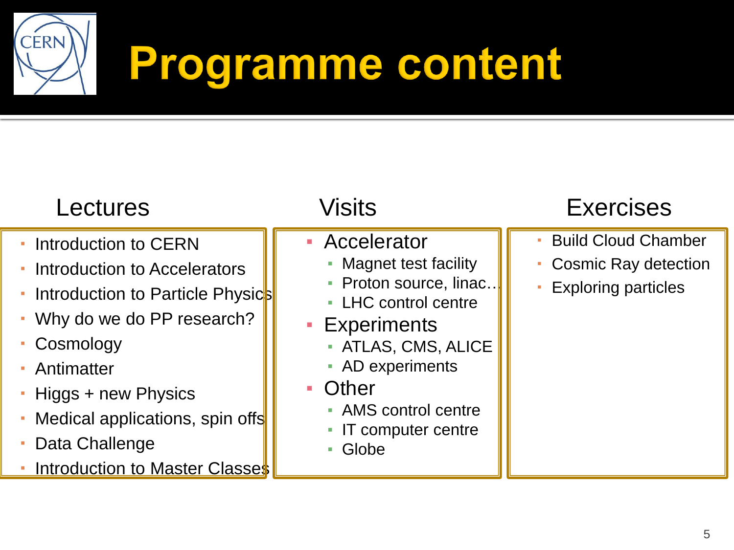# Programme content

## Lectures

- Introduction to CERN
- Introduction to Accelerators
- Introduction to Particle Physics
- Why do we do PP research?
- Cosmology
- Antimatter
- Higgs + new Physics
- Medical applications, spin offs
- Data Challenge
- Introduction to Master Classes

## Visits

- Accelerator
  - Magnet test facility
  - Proton source, linac…
  - LHC control centre
- Experiments
  - ATLAS, CMS, ALICE
  - AD experiments
- Other
  - AMS control centre
  - IT computer centre
  - Globe

## Exercises

- Build Cloud Chamber
- Cosmic Ray detection
- Exploring particles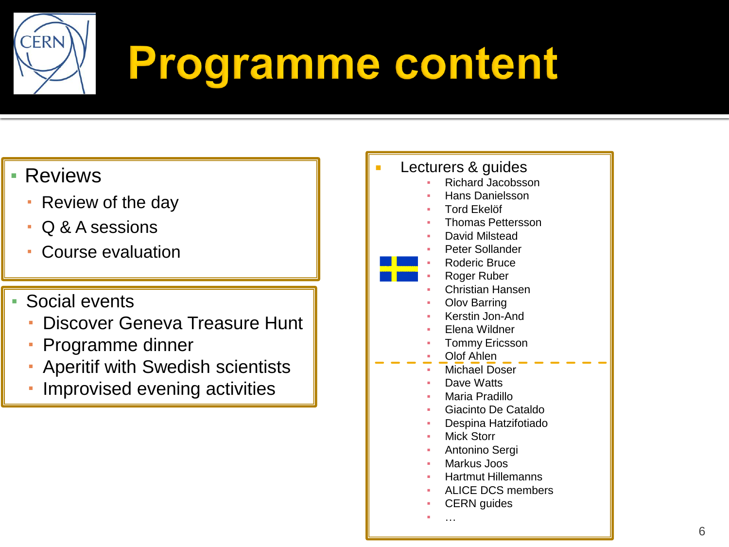# Programme content

- Reviews
  - Review of the day
  - Q & A sessions
  - Course evaluation

- Social events
  - Discover Geneva Treasure Hunt
  - Programme dinner
  - Aperitif with Swedish scientists
  - Improvised evening activities

- Lecturers & guides
  - Richard Jacobsson
  - Hans Danielsson
  - Tord Ekelöf
  - Thomas Pettersson
  - David Milstead
  - Peter Sollander
  - Roderic Bruce
  - Roger Ruber
  - Christian Hansen
  - Olov Barring
  - Kerstin Jon-And
  - Elena Wildner
  - Tommy Ericsson
  - Olof Ahlen
  - Michael Doser
  - Dave Watts
  - Maria Pradillo
  - Giacinto De Cataldo
  - Despina Hatzifotiado
  - Mick Storr
  - Antonino Sergi
  - Markus Joos
  - Hartmut Hillemanns
  - ALICE DCS members
  - CERN guides
  - …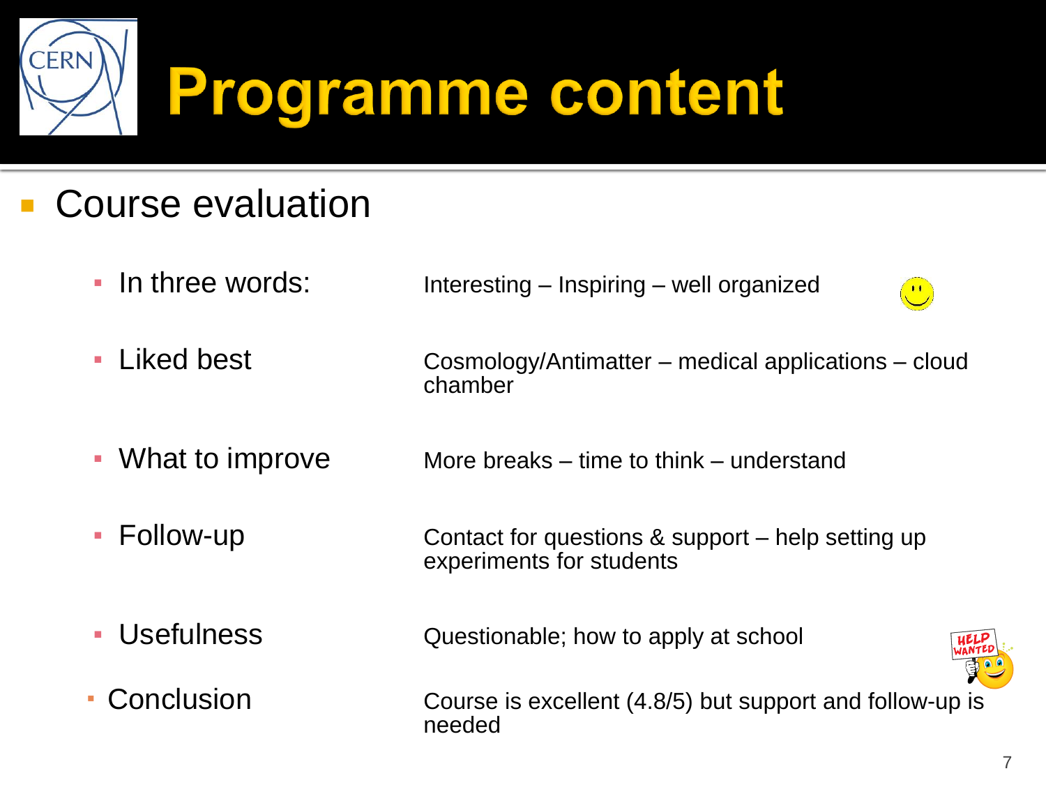# Programme content

- Course evaluation
  - In three words: Interesting – Inspiring – well organized
  - Liked best: Cosmology/Antimatter – medical applications – cloud chamber
  - What to improve: More breaks – time to think – understand
  - Follow-up: Contact for questions & support – help setting up experiments for students
  - Usefulness: Questionable; how to apply at school
  - Conclusion: Course is excellent (4.8/5) but support and follow-up is needed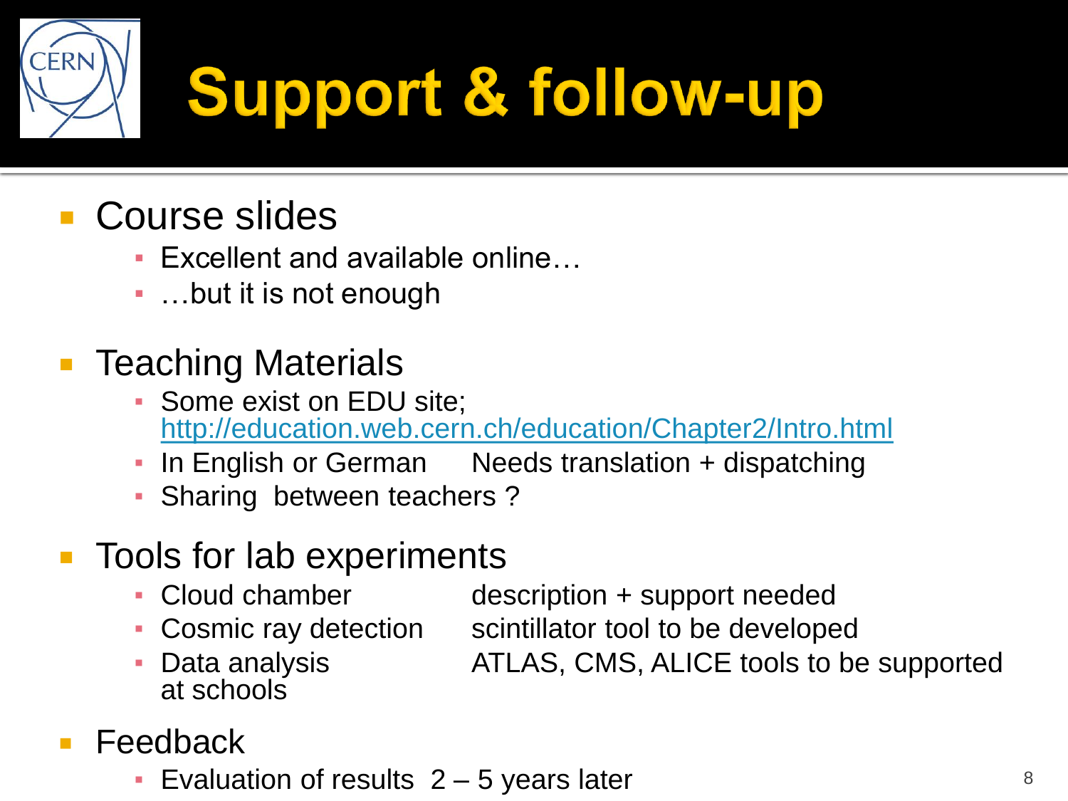# Support & follow-up

- Course slides
  - Excellent and available online…
  - …but it is not enough

- Teaching Materials
  - Some exist on EDU site; http://education.web.cern.ch/education/Chapter2/Intro.html
  - In English or German    Needs translation + dispatching
  - Sharing between teachers ?

- Tools for lab experiments
  - Cloud chamber    description + support needed
  - Cosmic ray detection    scintillator tool to be developed
  - Data analysis at schools    ATLAS, CMS, ALICE tools to be supported

- Feedback
  - Evaluation of results 2 – 5 years later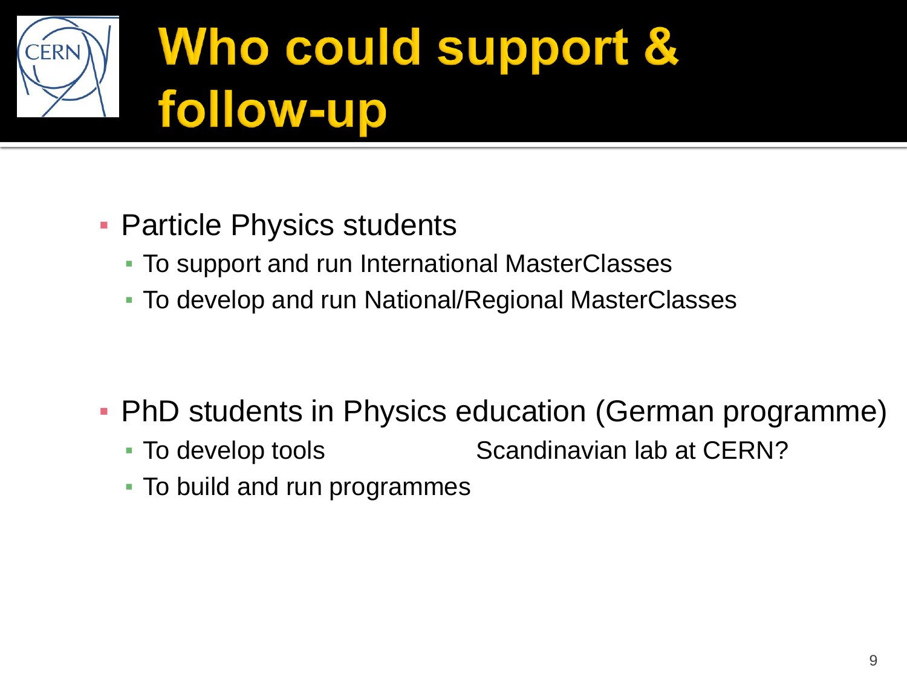# Who could support & follow-up

- Particle Physics students
  - To support and run International MasterClasses
  - To develop and run National/Regional MasterClasses

- PhD students in Physics education (German programme)
  - To develop tools — Scandinavian lab at CERN?
  - To build and run programmes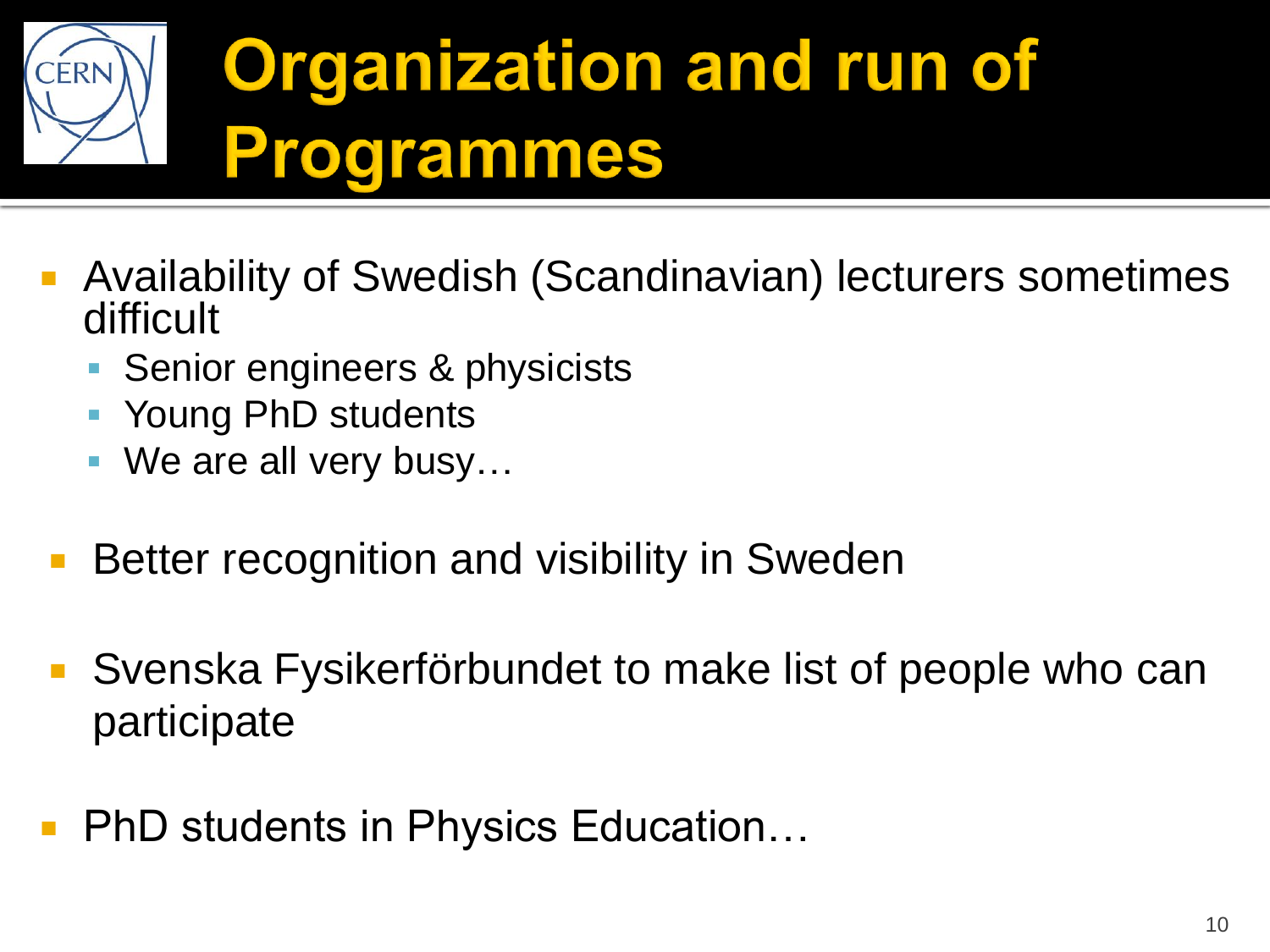# Organization and run of Programmes

- Availability of Swedish (Scandinavian) lecturers sometimes difficult
  - Senior engineers & physicists
  - Young PhD students
  - We are all very busy…
- Better recognition and visibility in Sweden
- Svenska Fysikerförbundet to make list of people who can participate
- PhD students in Physics Education…